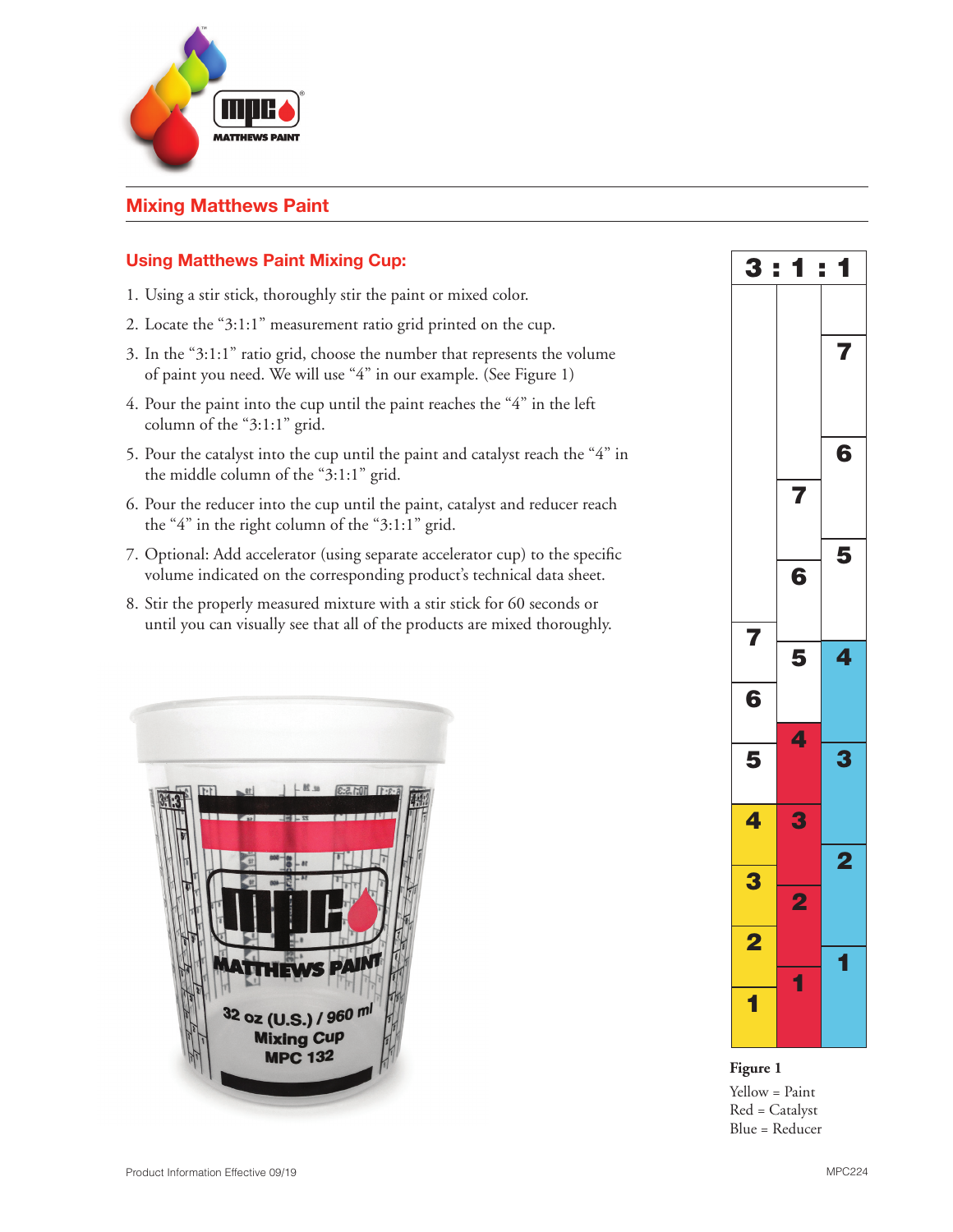## Mixing Matthews Paint

### Using Matthews Paint Mixing Cup:

1. Using a stir stick, thoroughly stir the paint or mixed color.
2. Locate the "3:1:1" measurement ratio grid printed on the cup.
3. In the "3:1:1" ratio grid, choose the number that represents the volume of paint you need. We will use "4" in our example. (See Figure 1)
4. Pour the paint into the cup until the paint reaches the "4" in the left column of the "3:1:1" grid.
5. Pour the catalyst into the cup until the paint and catalyst reach the "4" in the middle column of the "3:1:1" grid.
6. Pour the reducer into the cup until the paint, catalyst and reducer reach the "4" in the right column of the "3:1:1" grid.
7. Optional: Add accelerator (using separate accelerator cup) to the specific volume indicated on the corresponding product's technical data sheet.
8. Stir the properly measured mixture with a stir stick for 60 seconds or until you can visually see that all of the products are mixed thoroughly.

**Figure 1**

Yellow = Paint
Red = Catalyst
Blue = Reducer

Product Information Effective 09/19

MPC224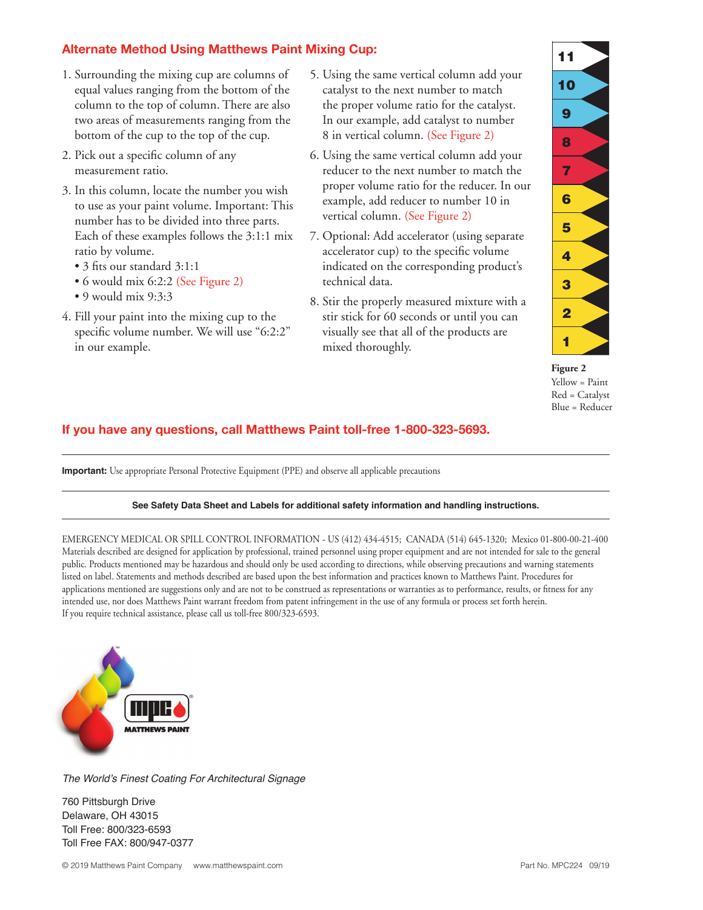## Alternate Method Using Matthews Paint Mixing Cup:

1. Surrounding the mixing cup are columns of equal values ranging from the bottom of the column to the top of column. There are also two areas of measurements ranging from the bottom of the cup to the top of the cup.
2. Pick out a specific column of any measurement ratio.
3. In this column, locate the number you wish to use as your paint volume. Important: This number has to be divided into three parts. Each of these examples follows the 3:1:1 mix ratio by volume.
   - 3 fits our standard 3:1:1
   - 6 would mix 6:2:2 (See Figure 2)
   - 9 would mix 9:3:3
4. Fill your paint into the mixing cup to the specific volume number. We will use "6:2:2" in our example.
5. Using the same vertical column add your catalyst to the next number to match the proper volume ratio for the catalyst. In our example, add catalyst to number 8 in vertical column. (See Figure 2)
6. Using the same vertical column add your reducer to the next number to match the proper volume ratio for the reducer. In our example, add reducer to number 10 in vertical column. (See Figure 2)
7. Optional: Add accelerator (using separate accelerator cup) to the specific volume indicated on the corresponding product's technical data.
8. Stir the properly measured mixture with a stir stick for 60 seconds or until you can visually see that all of the products are mixed thoroughly.

11
10
9
8
7
6
5
4
3
2
1

**Figure 2**
Yellow = Paint
Red = Catalyst
Blue = Reducer

**If you have any questions, call Matthews Paint toll-free 1-800-323-5693.**

---

**Important:** Use appropriate Personal Protective Equipment (PPE) and observe all applicable precautions

---

**See Safety Data Sheet and Labels for additional safety information and handling instructions.**

---

EMERGENCY MEDICAL OR SPILL CONTROL INFORMATION - US (412) 434-4515; CANADA (514) 645-1320; Mexico 01-800-00-21-400
Materials described are designed for application by professional, trained personnel using proper equipment and are not intended for sale to the general public. Products mentioned may be hazardous and should only be used according to directions, while observing precautions and warning statements listed on label. Statements and methods described are based upon the best information and practices known to Matthews Paint. Procedures for applications mentioned are suggestions only and are not to be construed as representations or warranties as to performance, results, or fitness for any intended use, nor does Matthews Paint warrant freedom from patent infringement in the use of any formula or process set forth herein.
If you require technical assistance, please call us toll-free 800/323-6593.

MPC MATTHEWS PAINT

*The World's Finest Coating For Architectural Signage*

760 Pittsburgh Drive
Delaware, OH 43015
Toll Free: 800/323-6593
Toll Free FAX: 800/947-0377

© 2019 Matthews Paint Company www.matthewspaint.com Part No. MPC224 09/19